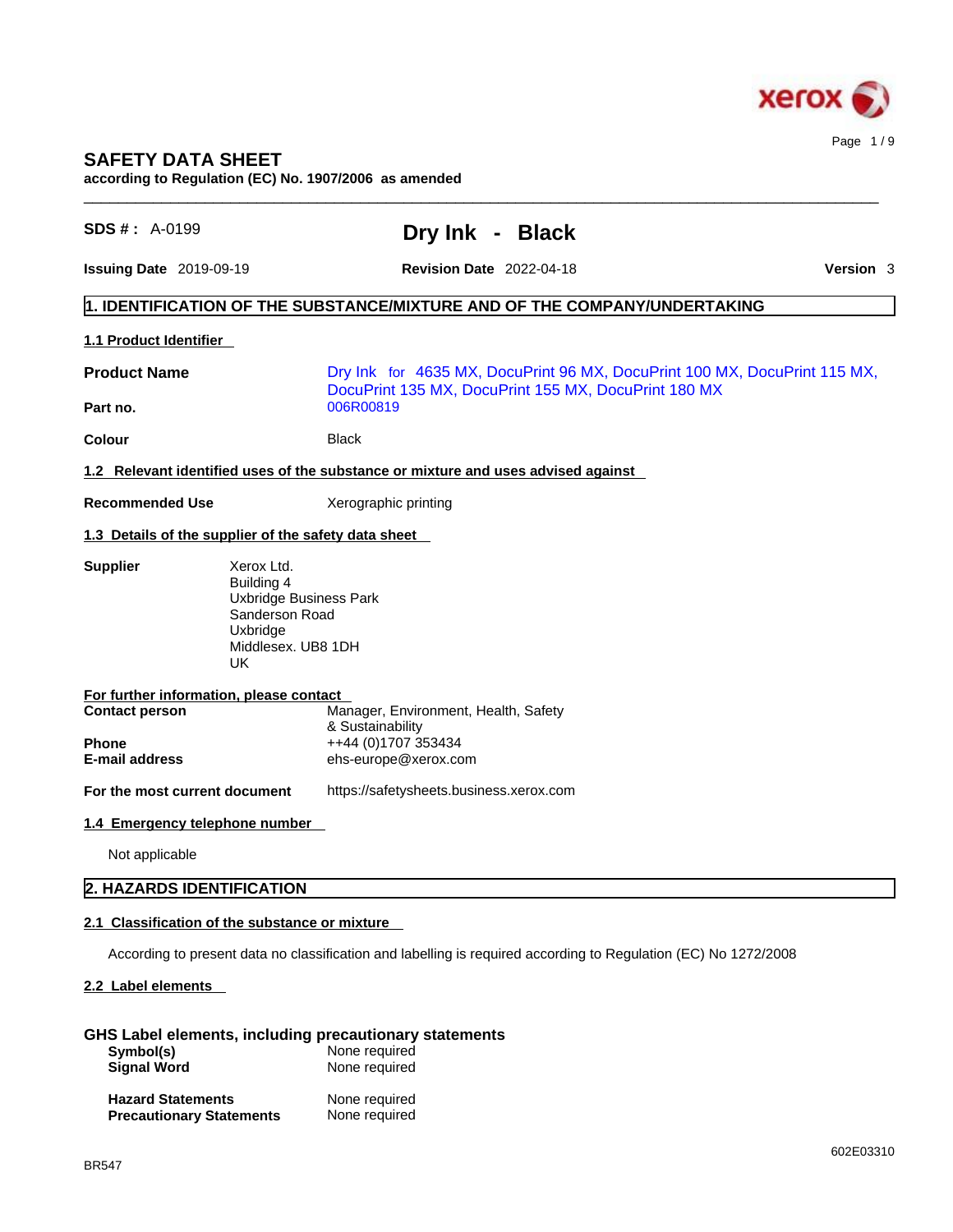# SAFETY DATA SHEET

**according to Regulation (EC) No. 1907/2006 as amended**

**SDS # :** A-0199

# Dry Ink - Black

**Issuing Date** 2019-09-19 **Revision Date** 2022-04-18 **Version** 3

## 1. IDENTIFICATION OF THE SUBSTANCE/MIXTURE AND OF THE COMPANY/UNDERTAKING

### 1.1 Product Identifier

| | |
|---|---|
| **Product Name** | Dry Ink for 4635 MX, DocuPrint 96 MX, DocuPrint 100 MX, DocuPrint 115 MX, DocuPrint 135 MX, DocuPrint 155 MX, DocuPrint 180 MX |
| **Part no.** | 006R00819 |
| **Colour** | Black |

### 1.2 Relevant identified uses of the substance or mixture and uses advised against

**Recommended Use** Xerographic printing

### 1.3 Details of the supplier of the safety data sheet

**Supplier**
Xerox Ltd.
Building 4
Uxbridge Business Park
Sanderson Road
Uxbridge
Middlesex. UB8 1DH
UK

**For further information, please contact**

| | |
|---|---|
| **Contact person** | Manager, Environment, Health, Safety & Sustainability |
| **Phone** | ++44 (0)1707 353434 |
| **E-mail address** | ehs-europe@xerox.com |
| **For the most current document** | https://safetysheets.business.xerox.com |

### 1.4 Emergency telephone number

Not applicable

## 2. HAZARDS IDENTIFICATION

### 2.1 Classification of the substance or mixture

According to present data no classification and labelling is required according to Regulation (EC) No 1272/2008

### 2.2 Label elements

**GHS Label elements, including precautionary statements**

| | |
|---|---|
| **Symbol(s)** | None required |
| **Signal Word** | None required |
| **Hazard Statements** | None required |
| **Precautionary Statements** | None required |

BR547

602E03310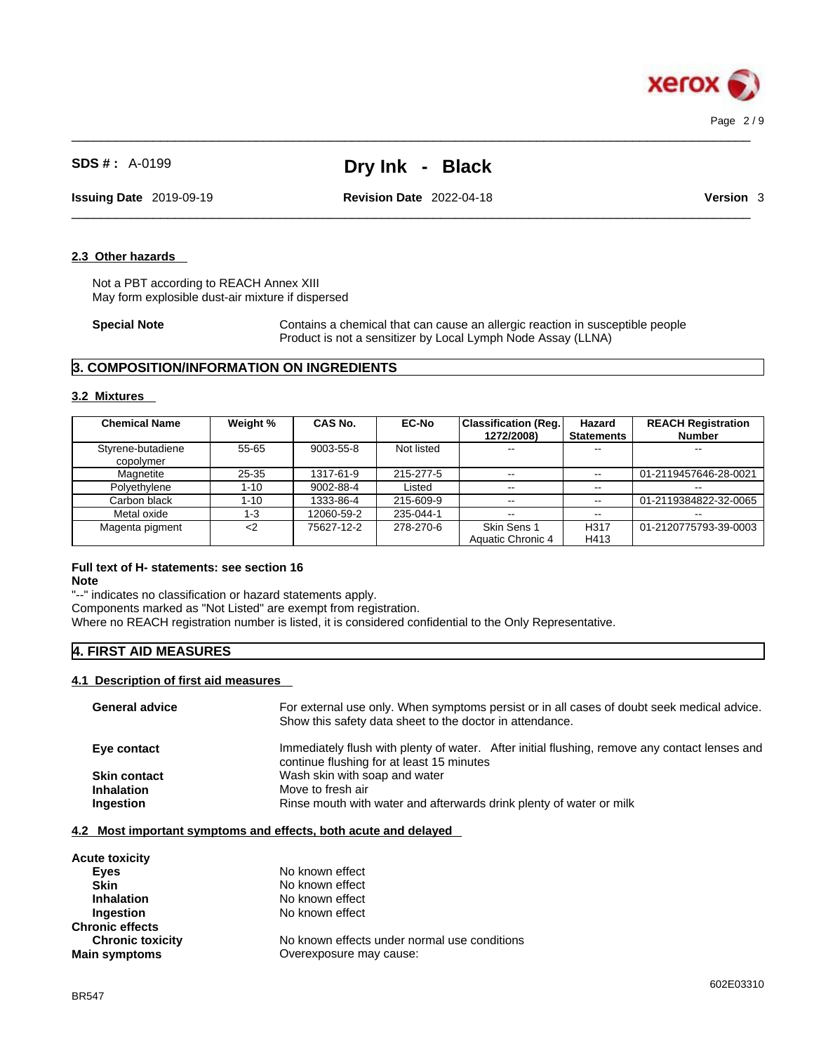## 2.3 Other hazards

Not a PBT according to REACH Annex XIII
May form explosive dust-air mixture if dispersed

**Special Note** Contains a chemical that can cause an allergic reaction in susceptible people
Product is not a sensitizer by Local Lymph Node Assay (LLNA)

# 3. COMPOSITION/INFORMATION ON INGREDIENTS

## 3.2 Mixtures

| Chemical Name | Weight % | CAS No. | EC-No | Classification (Reg. 1272/2008) | Hazard Statements | REACH Registration Number |
|---|---|---|---|---|---|---|
| Styrene-butadiene copolymer | 55-65 | 9003-55-8 | Not listed | -- | -- | -- |
| Magnetite | 25-35 | 1317-61-9 | 215-277-5 | -- | -- | 01-2119457646-28-0021 |
| Polyethylene | 1-10 | 9002-88-4 | Listed | -- | -- | -- |
| Carbon black | 1-10 | 1333-86-4 | 215-609-9 | -- | -- | 01-2119384822-32-0065 |
| Metal oxide | 1-3 | 12060-59-2 | 235-044-1 | -- | -- | -- |
| Magenta pigment | <2 | 75627-12-2 | 278-270-6 | Skin Sens 1 Aquatic Chronic 4 | H317 H413 | 01-2120775793-39-0003 |

**Full text of H- statements: see section 16**
**Note**
"--" indicates no classification or hazard statements apply.
Components marked as "Not Listed" are exempt from registration.
Where no REACH registration number is listed, it is considered confidential to the Only Representative.

# 4. FIRST AID MEASURES

## 4.1 Description of first aid measures

**General advice** For external use only. When symptoms persist or in all cases of doubt seek medical advice. Show this safety data sheet to the doctor in attendance.

**Eye contact** Immediately flush with plenty of water. After initial flushing, remove any contact lenses and continue flushing for at least 15 minutes

**Skin contact** Wash skin with soap and water

**Inhalation** Move to fresh air

**Ingestion** Rinse mouth with water and afterwards drink plenty of water or milk

## 4.2 Most important symptoms and effects, both acute and delayed

**Acute toxicity**

**Eyes** No known effect

**Skin** No known effect

**Inhalation** No known effect

**Ingestion** No known effect

**Chronic effects**

**Chronic toxicity** No known effects under normal use conditions

**Main symptoms** Overexposure may cause: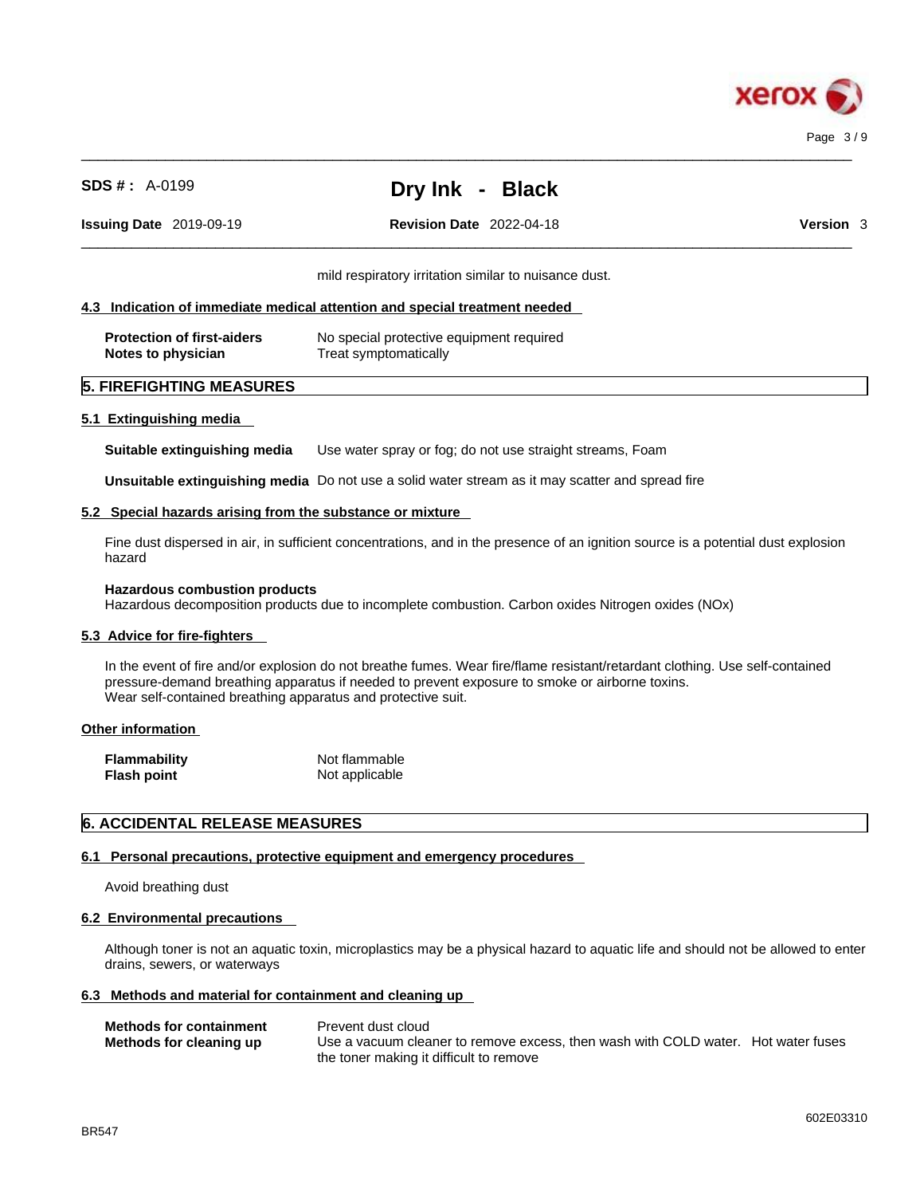mild respiratory irritation similar to nuisance dust.

### 4.3 Indication of immediate medical attention and special treatment needed

| | |
|---|---|
| **Protection of first-aiders** | No special protective equipment required |
| **Notes to physician** | Treat symptomatically |

## 5. FIREFIGHTING MEASURES

### 5.1 Extinguishing media

**Suitable extinguishing media** Use water spray or fog; do not use straight streams, Foam

**Unsuitable extinguishing media** Do not use a solid water stream as it may scatter and spread fire

### 5.2 Special hazards arising from the substance or mixture

Fine dust dispersed in air, in sufficient concentrations, and in the presence of an ignition source is a potential dust explosion hazard

**Hazardous combustion products**
Hazardous decomposition products due to incomplete combustion. Carbon oxides Nitrogen oxides (NOx)

### 5.3 Advice for fire-fighters

In the event of fire and/or explosion do not breathe fumes. Wear fire/flame resistant/retardant clothing. Use self-contained pressure-demand breathing apparatus if needed to prevent exposure to smoke or airborne toxins.
Wear self-contained breathing apparatus and protective suit.

### Other information

| | |
|---|---|
| **Flammability** | Not flammable |
| **Flash point** | Not applicable |

## 6. ACCIDENTAL RELEASE MEASURES

### 6.1 Personal precautions, protective equipment and emergency procedures

Avoid breathing dust

### 6.2 Environmental precautions

Although toner is not an aquatic toxin, microplastics may be a physical hazard to aquatic life and should not be allowed to enter drains, sewers, or waterways

### 6.3 Methods and material for containment and cleaning up

| | |
|---|---|
| **Methods for containment** | Prevent dust cloud |
| **Methods for cleaning up** | Use a vacuum cleaner to remove excess, then wash with COLD water. Hot water fuses the toner making it difficult to remove |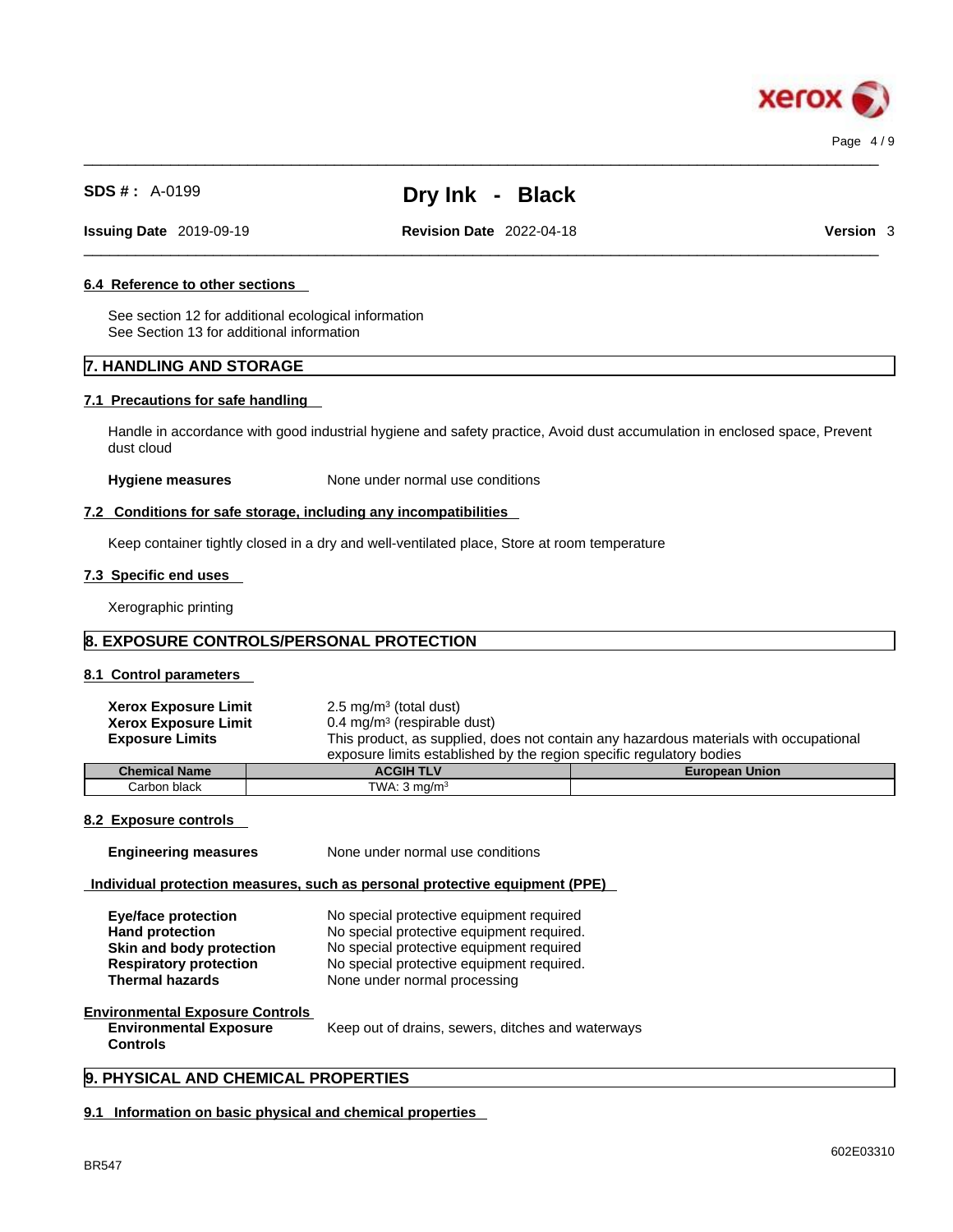#### 6.4 Reference to other sections

See section 12 for additional ecological information
See Section 13 for additional information

## 7. HANDLING AND STORAGE

#### 7.1 Precautions for safe handling

Handle in accordance with good industrial hygiene and safety practice, Avoid dust accumulation in enclosed space, Prevent dust cloud

**Hygiene measures** None under normal use conditions

#### 7.2 Conditions for safe storage, including any incompatibilities

Keep container tightly closed in a dry and well-ventilated place, Store at room temperature

#### 7.3 Specific end uses

Xerographic printing

## 8. EXPOSURE CONTROLS/PERSONAL PROTECTION

#### 8.1 Control parameters

**Xerox Exposure Limit** 2.5 mg/m³ (total dust)
**Xerox Exposure Limit** 0.4 mg/m³ (respirable dust)
**Exposure Limits** This product, as supplied, does not contain any hazardous materials with occupational exposure limits established by the region specific regulatory bodies

| Chemical Name | ACGIH TLV | European Union |
|---|---|---|
| Carbon black | TWA: 3 mg/m³ | |

#### 8.2 Exposure controls

**Engineering measures** None under normal use conditions

**Individual protection measures, such as personal protective equipment (PPE)**

**Eye/face protection** No special protective equipment required
**Hand protection** No special protective equipment required.
**Skin and body protection** No special protective equipment required
**Respiratory protection** No special protective equipment required.
**Thermal hazards** None under normal processing

**Environmental Exposure Controls**
**Environmental Exposure Controls** Keep out of drains, sewers, ditches and waterways

## 9. PHYSICAL AND CHEMICAL PROPERTIES

#### 9.1 Information on basic physical and chemical properties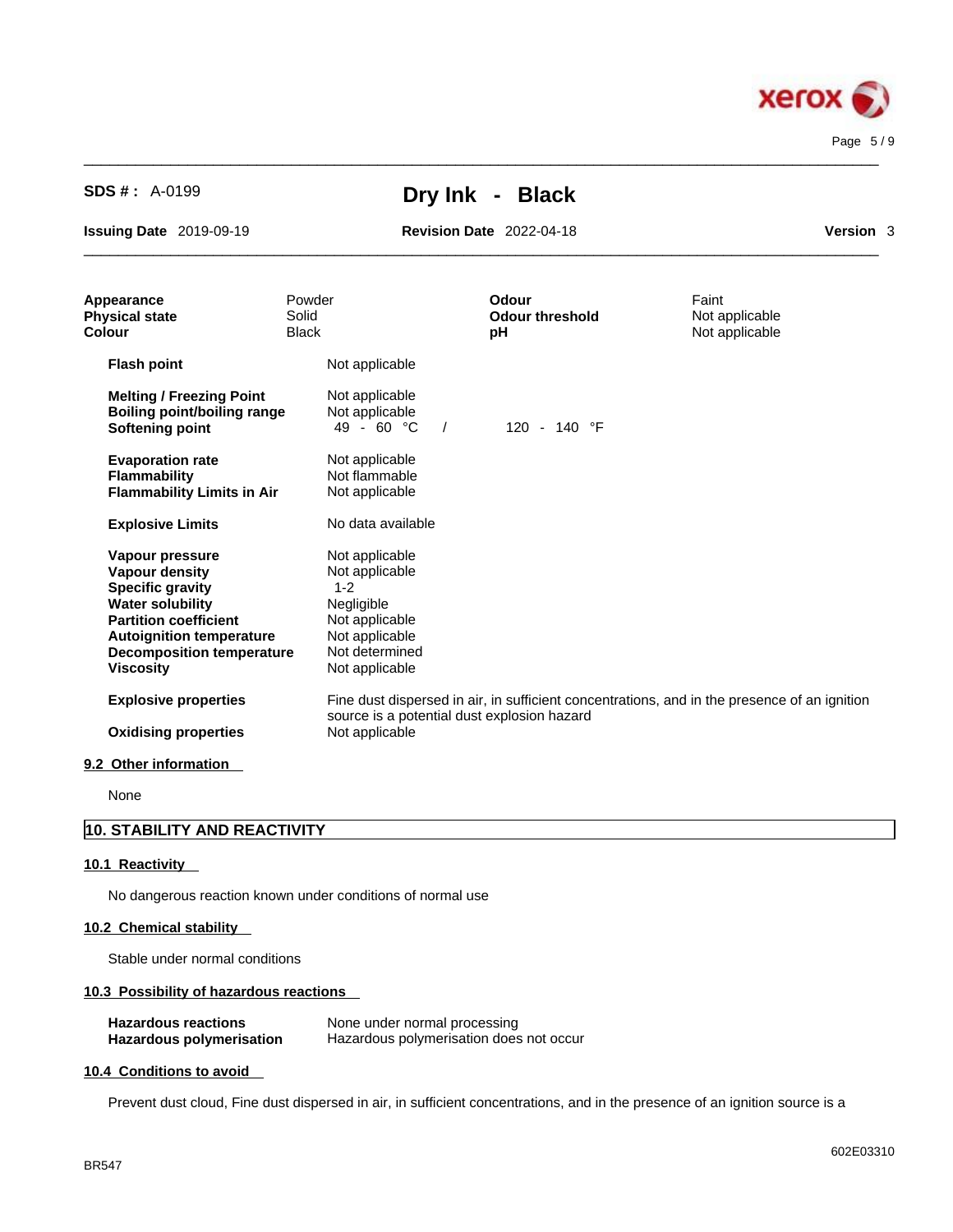| | | | |
|---|---|---|---|
| **Appearance** | Powder | **Odour** | Faint |
| **Physical state** | Solid | **Odour threshold** | Not applicable |
| **Colour** | Black | **pH** | Not applicable |

| | |
|---|---|
| **Flash point** | Not applicable |
| **Melting / Freezing Point** | Not applicable |
| **Boiling point/boiling range** | Not applicable |
| **Softening point** | 49 - 60 °C / 120 - 140 °F |
| **Evaporation rate** | Not applicable |
| **Flammability** | Not flammable |
| **Flammability Limits in Air** | Not applicable |
| **Explosive Limits** | No data available |
| **Vapour pressure** | Not applicable |
| **Vapour density** | Not applicable |
| **Specific gravity** | 1-2 |
| **Water solubility** | Negligible |
| **Partition coefficient** | Not applicable |
| **Autoignition temperature** | Not applicable |
| **Decomposition temperature** | Not determined |
| **Viscosity** | Not applicable |
| **Explosive properties** | Fine dust dispersed in air, in sufficient concentrations, and in the presence of an ignition source is a potential dust explosion hazard |
| **Oxidising properties** | Not applicable |

### 9.2 Other information

None

## 10. STABILITY AND REACTIVITY

### 10.1 Reactivity

No dangerous reaction known under conditions of normal use

### 10.2 Chemical stability

Stable under normal conditions

### 10.3 Possibility of hazardous reactions

| | |
|---|---|
| **Hazardous reactions** | None under normal processing |
| **Hazardous polymerisation** | Hazardous polymerisation does not occur |

### 10.4 Conditions to avoid

Prevent dust cloud, Fine dust dispersed in air, in sufficient concentrations, and in the presence of an ignition source is a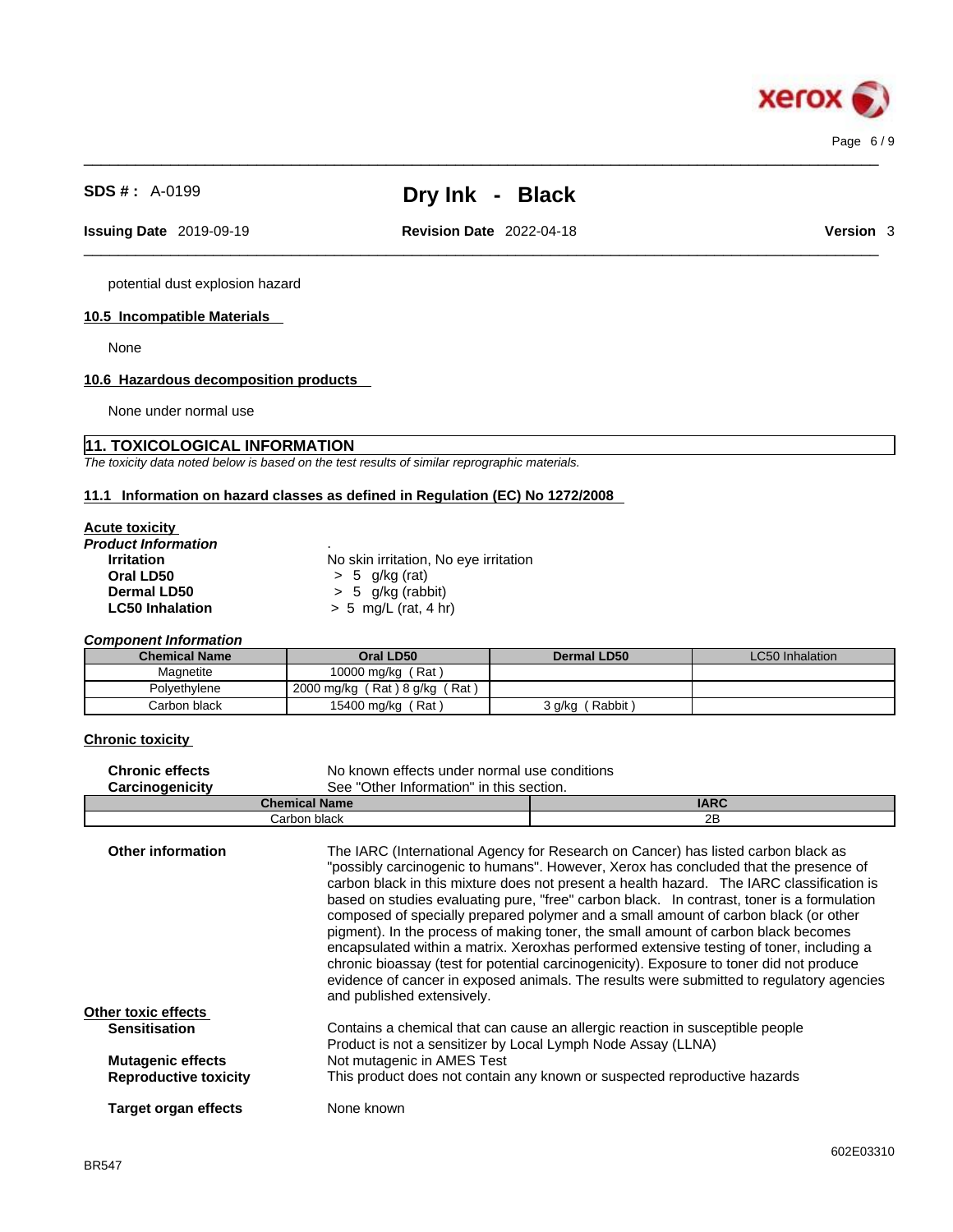potential dust explosion hazard

### 10.5 Incompatible Materials

None

### 10.6 Hazardous decomposition products

None under normal use

## 11. TOXICOLOGICAL INFORMATION

*The toxicity data noted below is based on the test results of similar reprographic materials.*

### 11.1 Information on hazard classes as defined in Regulation (EC) No 1272/2008

**Acute toxicity**

***Product Information***

| | |
|---|---|
| **Irritation** | No skin irritation, No eye irritation |
| **Oral LD50** | > 5 g/kg (rat) |
| **Dermal LD50** | > 5 g/kg (rabbit) |
| **LC50 Inhalation** | > 5 mg/L (rat, 4 hr) |

***Component Information***

| Chemical Name | Oral LD50 | Dermal LD50 | LC50 Inhalation |
|---|---|---|---|
| Magnetite | 10000 mg/kg ( Rat ) | | |
| Polyethylene | 2000 mg/kg ( Rat ) 8 g/kg ( Rat ) | | |
| Carbon black | 15400 mg/kg ( Rat ) | 3 g/kg ( Rabbit ) | |

**Chronic toxicity**

| | |
|---|---|
| **Chronic effects** | No known effects under normal use conditions |
| **Carcinogenicity** | See "Other Information" in this section. |

| Chemical Name | IARC |
|---|---|
| Carbon black | 2B |

**Other information**

The IARC (International Agency for Research on Cancer) has listed carbon black as "possibly carcinogenic to humans". However, Xerox has concluded that the presence of carbon black in this mixture does not present a health hazard. The IARC classification is based on studies evaluating pure, "free" carbon black. In contrast, toner is a formulation composed of specially prepared polymer and a small amount of carbon black (or other pigment). In the process of making toner, the small amount of carbon black becomes encapsulated within a matrix. Xeroxhas performed extensive testing of toner, including a chronic bioassay (test for potential carcinogenicity). Exposure to toner did not produce evidence of cancer in exposed animals. The results were submitted to regulatory agencies and published extensively.

**Other toxic effects**

| | |
|---|---|
| **Sensitisation** | Contains a chemical that can cause an allergic reaction in susceptible people<br>Product is not a sensitizer by Local Lymph Node Assay (LLNA) |
| **Mutagenic effects** | Not mutagenic in AMES Test |
| **Reproductive toxicity** | This product does not contain any known or suspected reproductive hazards |
| **Target organ effects** | None known |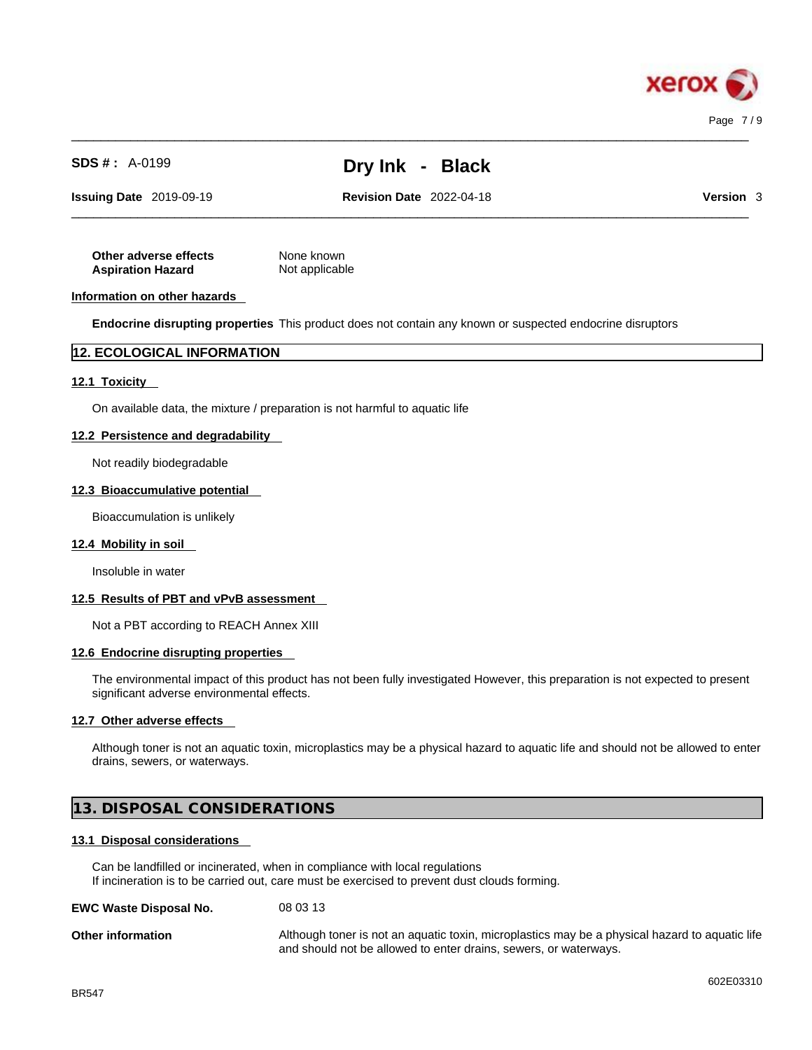| | |
|---|---|
| **Other adverse effects** | None known |
| **Aspiration Hazard** | Not applicable |

**Information on other hazards**

**Endocrine disrupting properties** This product does not contain any known or suspected endocrine disruptors

## 12. ECOLOGICAL INFORMATION

### 12.1 Toxicity

On available data, the mixture / preparation is not harmful to aquatic life

### 12.2 Persistence and degradability

Not readily biodegradable

### 12.3 Bioaccumulative potential

Bioaccumulation is unlikely

### 12.4 Mobility in soil

Insoluble in water

### 12.5 Results of PBT and vPvB assessment

Not a PBT according to REACH Annex XIII

### 12.6 Endocrine disrupting properties

The environmental impact of this product has not been fully investigated However, this preparation is not expected to present significant adverse environmental effects.

### 12.7 Other adverse effects

Although toner is not an aquatic toxin, microplastics may be a physical hazard to aquatic life and should not be allowed to enter drains, sewers, or waterways.

## 13. DISPOSAL CONSIDERATIONS

### 13.1 Disposal considerations

Can be landfilled or incinerated, when in compliance with local regulations
If incineration is to be carried out, care must be exercised to prevent dust clouds forming.

| | |
|---|---|
| **EWC Waste Disposal No.** | 08 03 13 |
| **Other information** | Although toner is not an aquatic toxin, microplastics may be a physical hazard to aquatic life and should not be allowed to enter drains, sewers, or waterways. |

602E03310

BR547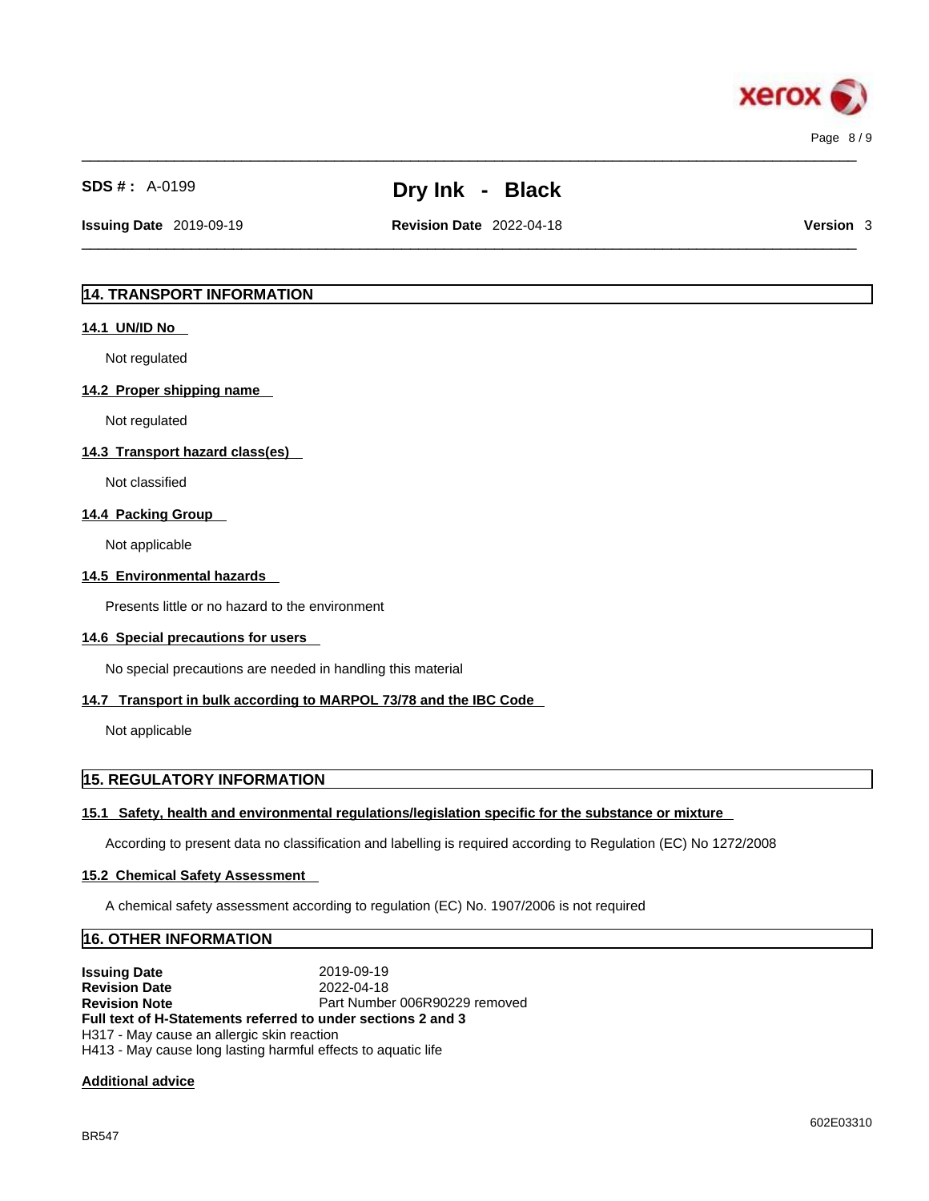## 14. TRANSPORT INFORMATION

### 14.1 UN/ID No

Not regulated

### 14.2 Proper shipping name

Not regulated

### 14.3 Transport hazard class(es)

Not classified

### 14.4 Packing Group

Not applicable

### 14.5 Environmental hazards

Presents little or no hazard to the environment

### 14.6 Special precautions for users

No special precautions are needed in handling this material

### 14.7 Transport in bulk according to MARPOL 73/78 and the IBC Code

Not applicable

## 15. REGULATORY INFORMATION

### 15.1 Safety, health and environmental regulations/legislation specific for the substance or mixture

According to present data no classification and labelling is required according to Regulation (EC) No 1272/2008

### 15.2 Chemical Safety Assessment

A chemical safety assessment according to regulation (EC) No. 1907/2006 is not required

## 16. OTHER INFORMATION

**Issuing Date** 2019-09-19
**Revision Date** 2022-04-18
**Revision Note** Part Number 006R90229 removed

**Full text of H-Statements referred to under sections 2 and 3**

H317 - May cause an allergic skin reaction
H413 - May cause long lasting harmful effects to aquatic life

### Additional advice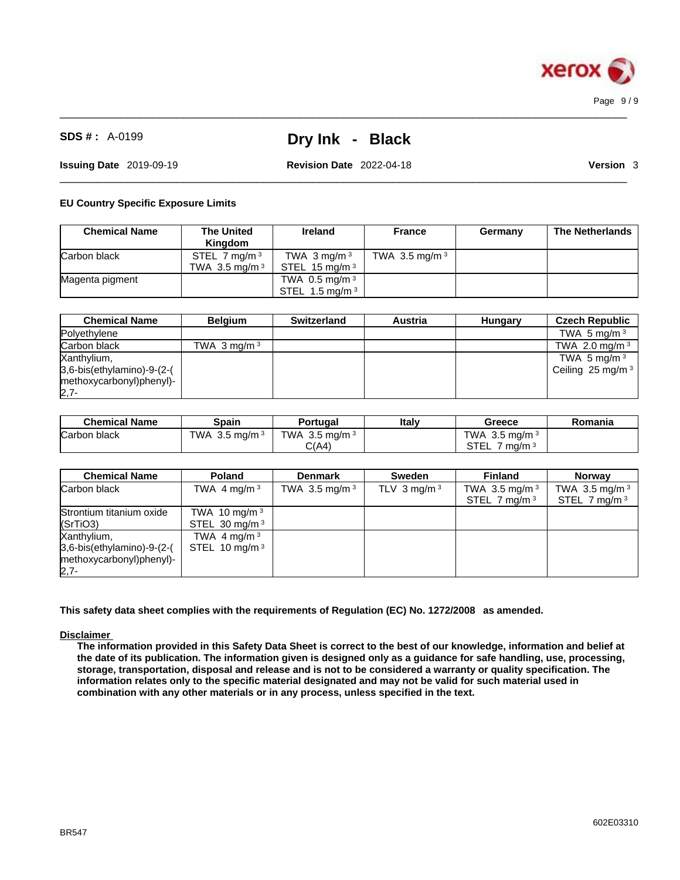## EU Country Specific Exposure Limits

| Chemical Name | The United Kingdom | Ireland | France | Germany | The Netherlands |
|---|---|---|---|---|---|
| Carbon black | STEL 7 mg/m $^3$<br>TWA 3.5 mg/m $^3$ | TWA 3 mg/m $^3$<br>STEL 15 mg/m $^3$ | TWA 3.5 mg/m $^3$ | | |
| Magenta pigment | | TWA 0.5 mg/m $^3$<br>STEL 1.5 mg/m $^3$ | | | |

| Chemical Name | Belgium | Switzerland | Austria | Hungary | Czech Republic |
|---|---|---|---|---|---|
| Polyethylene | | | | | TWA 5 mg/m $^3$ |
| Carbon black | TWA 3 mg/m $^3$ | | | | TWA 2.0 mg/m $^3$ |
| Xanthylium, 3,6-bis(ethylamino)-9-(2-(methoxycarbonyl)phenyl)-2,7- | | | | | TWA 5 mg/m $^3$<br>Ceiling 25 mg/m $^3$ |

| Chemical Name | Spain | Portugal | Italy | Greece | Romania |
|---|---|---|---|---|---|
| Carbon black | TWA 3.5 mg/m $^3$ | TWA 3.5 mg/m $^3$<br>C(A4) | | TWA 3.5 mg/m $^3$<br>STEL 7 mg/m $^3$ | |

| Chemical Name | Poland | Denmark | Sweden | Finland | Norway |
|---|---|---|---|---|---|
| Carbon black | TWA 4 mg/m $^3$ | TWA 3.5 mg/m $^3$ | TLV 3 mg/m $^3$ | TWA 3.5 mg/m $^3$<br>STEL 7 mg/m $^3$ | TWA 3.5 mg/m $^3$<br>STEL 7 mg/m $^3$ |
| Strontium titanium oxide ($SrTiO_3$) | TWA 10 mg/m $^3$<br>STEL 30 mg/m $^3$ | | | | |
| Xanthylium, 3,6-bis(ethylamino)-9-(2-(methoxycarbonyl)phenyl)-2,7- | TWA 4 mg/m $^3$<br>STEL 10 mg/m $^3$ | | | | |

**This safety data sheet complies with the requirements of Regulation (EC) No. 1272/2008 as amended.**

**Disclaimer**

**The information provided in this Safety Data Sheet is correct to the best of our knowledge, information and belief at the date of its publication. The information given is designed only as a guidance for safe handling, use, processing, storage, transportation, disposal and release and is not to be considered a warranty or quality specification. The information relates only to the specific material designated and may not be valid for such material used in combination with any other materials or in any process, unless specified in the text.**

BR547

602E03310